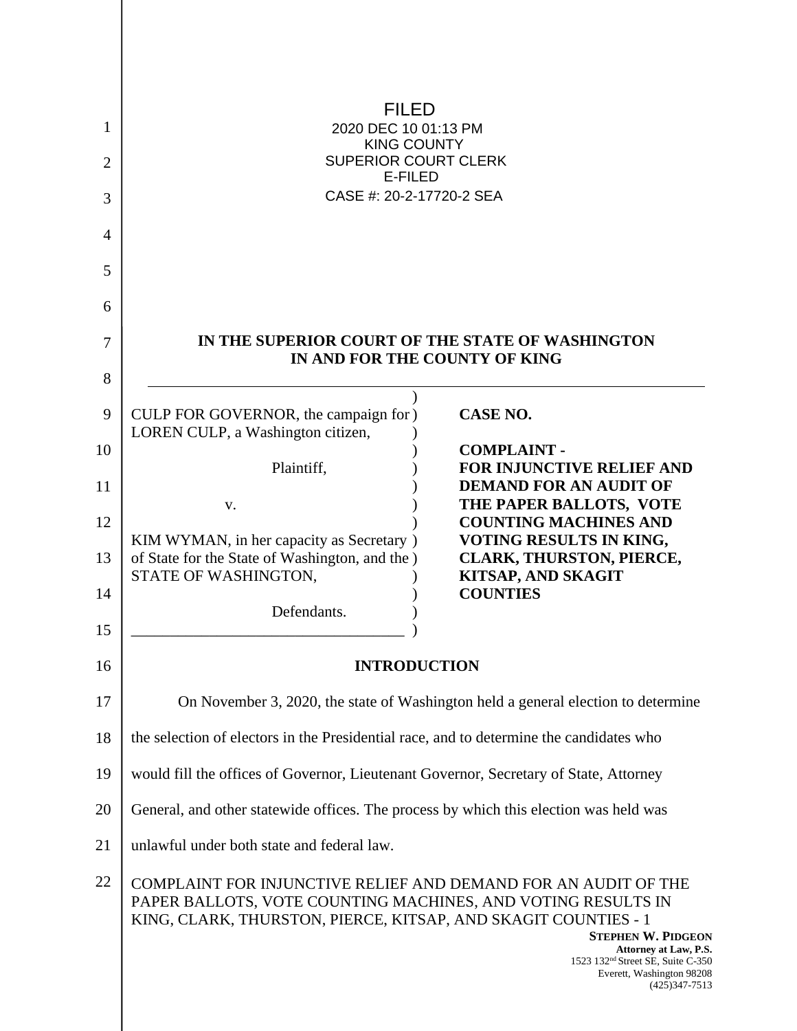FILED
2020 DEC 10 01:13 PM
KING COUNTY
SUPERIOR COURT CLERK
E-FILED
CASE #: 20-2-17720-2 SEA

**IN THE SUPERIOR COURT OF THE STATE OF WASHINGTON**
**IN AND FOR THE COUNTY OF KING**

| | |
|---|---|
| CULP FOR GOVERNOR, the campaign for LOREN CULP, a Washington citizen,<br><br>Plaintiff,<br><br>v.<br><br>KIM WYMAN, in her capacity as Secretary of State for the State of Washington, and the STATE OF WASHINGTON,<br><br>Defendants. | **CASE NO.**<br><br>**COMPLAINT - FOR INJUNCTIVE RELIEF AND DEMAND FOR AN AUDIT OF THE PAPER BALLOTS, VOTE COUNTING MACHINES AND VOTING RESULTS IN KING, CLARK, THURSTON, PIERCE, KITSAP, AND SKAGIT COUNTIES** |

## INTRODUCTION

On November 3, 2020, the state of Washington held a general election to determine the selection of electors in the Presidential race, and to determine the candidates who would fill the offices of Governor, Lieutenant Governor, Secretary of State, Attorney General, and other statewide offices. The process by which this election was held was unlawful under both state and federal law.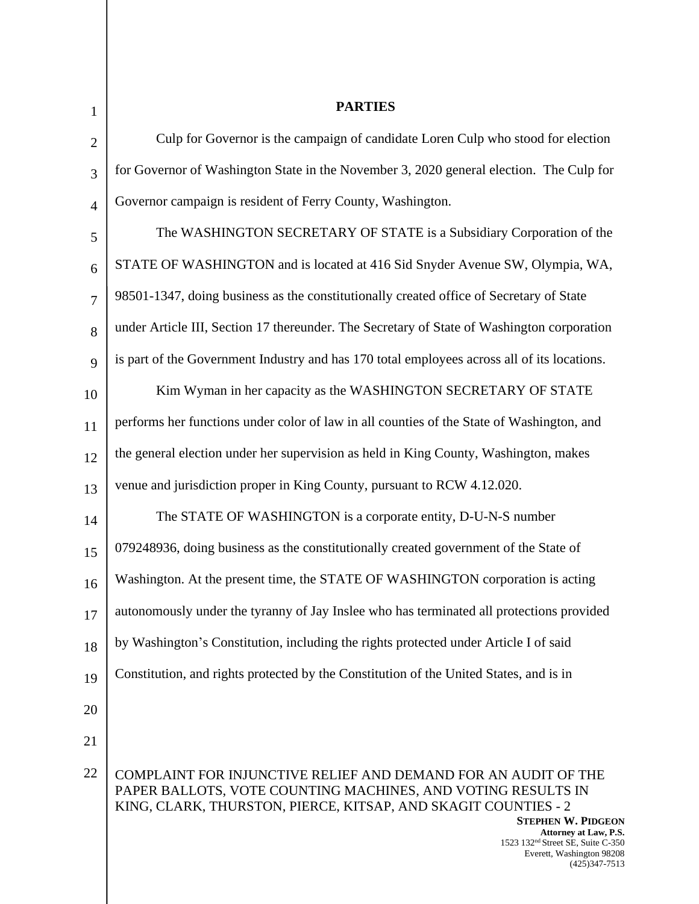## PARTIES

Culp for Governor is the campaign of candidate Loren Culp who stood for election for Governor of Washington State in the November 3, 2020 general election. The Culp for Governor campaign is resident of Ferry County, Washington.

The WASHINGTON SECRETARY OF STATE is a Subsidiary Corporation of the STATE OF WASHINGTON and is located at 416 Sid Snyder Avenue SW, Olympia, WA, 98501-1347, doing business as the constitutionally created office of Secretary of State under Article III, Section 17 thereunder. The Secretary of State of Washington corporation is part of the Government Industry and has 170 total employees across all of its locations.

Kim Wyman in her capacity as the WASHINGTON SECRETARY OF STATE performs her functions under color of law in all counties of the State of Washington, and the general election under her supervision as held in King County, Washington, makes venue and jurisdiction proper in King County, pursuant to RCW 4.12.020.

The STATE OF WASHINGTON is a corporate entity, D-U-N-S number 079248936, doing business as the constitutionally created government of the State of Washington. At the present time, the STATE OF WASHINGTON corporation is acting autonomously under the tyranny of Jay Inslee who has terminated all protections provided by Washington's Constitution, including the rights protected under Article I of said Constitution, and rights protected by the Constitution of the United States, and is in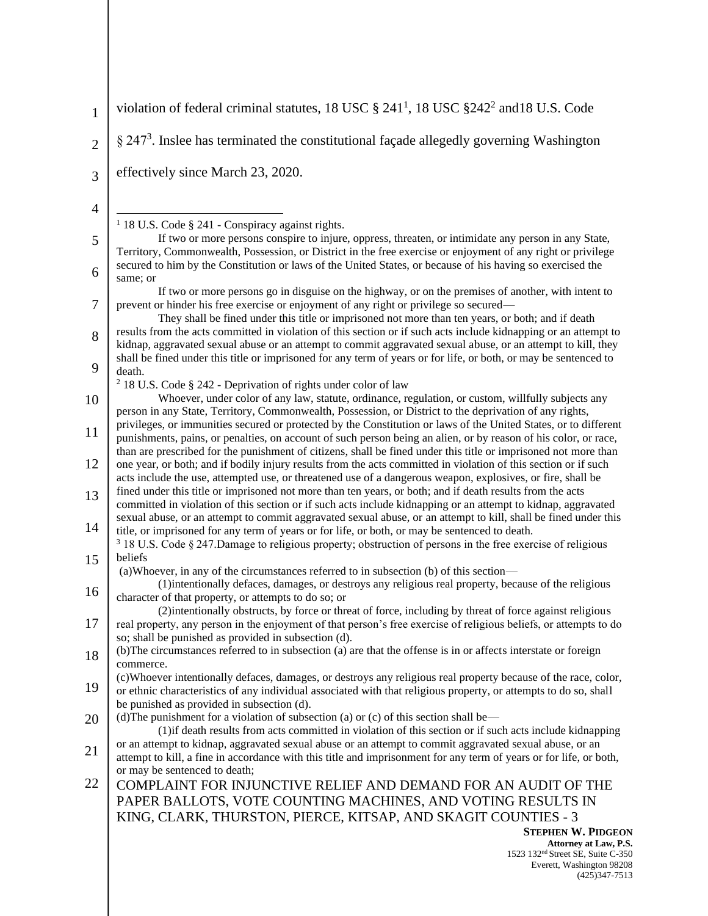violation of federal criminal statutes, 18 USC § 241[1], 18 USC §242[2] and18 U.S. Code § 247[3]. Inslee has terminated the constitutional façade allegedly governing Washington effectively since March 23, 2020.

---

[1] 18 U.S. Code § 241 - Conspiracy against rights.

If two or more persons conspire to injure, oppress, threaten, or intimidate any person in any State, Territory, Commonwealth, Possession, or District in the free exercise or enjoyment of any right or privilege secured to him by the Constitution or laws of the United States, or because of his having so exercised the same; or

If two or more persons go in disguise on the highway, or on the premises of another, with intent to prevent or hinder his free exercise or enjoyment of any right or privilege so secured—

They shall be fined under this title or imprisoned not more than ten years, or both; and if death results from the acts committed in violation of this section or if such acts include kidnapping or an attempt to kidnap, aggravated sexual abuse or an attempt to commit aggravated sexual abuse, or an attempt to kill, they shall be fined under this title or imprisoned for any term of years or for life, or both, or may be sentenced to death.

[2] 18 U.S. Code § 242 - Deprivation of rights under color of law

Whoever, under color of any law, statute, ordinance, regulation, or custom, willfully subjects any person in any State, Territory, Commonwealth, Possession, or District to the deprivation of any rights, privileges, or immunities secured or protected by the Constitution or laws of the United States, or to different punishments, pains, or penalties, on account of such person being an alien, or by reason of his color, or race, than are prescribed for the punishment of citizens, shall be fined under this title or imprisoned not more than one year, or both; and if bodily injury results from the acts committed in violation of this section or if such acts include the use, attempted use, or threatened use of a dangerous weapon, explosives, or fire, shall be fined under this title or imprisoned not more than ten years, or both; and if death results from the acts committed in violation of this section or if such acts include kidnapping or an attempt to kidnap, aggravated sexual abuse, or an attempt to commit aggravated sexual abuse, or an attempt to kill, shall be fined under this title, or imprisoned for any term of years or for life, or both, or may be sentenced to death.

[3] 18 U.S. Code § 247.Damage to religious property; obstruction of persons in the free exercise of religious beliefs

(a)Whoever, in any of the circumstances referred to in subsection (b) of this section—

(1)intentionally defaces, damages, or destroys any religious real property, because of the religious character of that property, or attempts to do so; or

(2)intentionally obstructs, by force or threat of force, including by threat of force against religious real property, any person in the enjoyment of that person's free exercise of religious beliefs, or attempts to do so; shall be punished as provided in subsection (d).

(b)The circumstances referred to in subsection (a) are that the offense is in or affects interstate or foreign commerce.

(c)Whoever intentionally defaces, damages, or destroys any religious real property because of the race, color, or ethnic characteristics of any individual associated with that religious property, or attempts to do so, shall be punished as provided in subsection (d).

(d)The punishment for a violation of subsection (a) or (c) of this section shall be—

(1)if death results from acts committed in violation of this section or if such acts include kidnapping or an attempt to kidnap, aggravated sexual abuse or an attempt to commit aggravated sexual abuse, or an attempt to kill, a fine in accordance with this title and imprisonment for any term of years or for life, or both, or may be sentenced to death;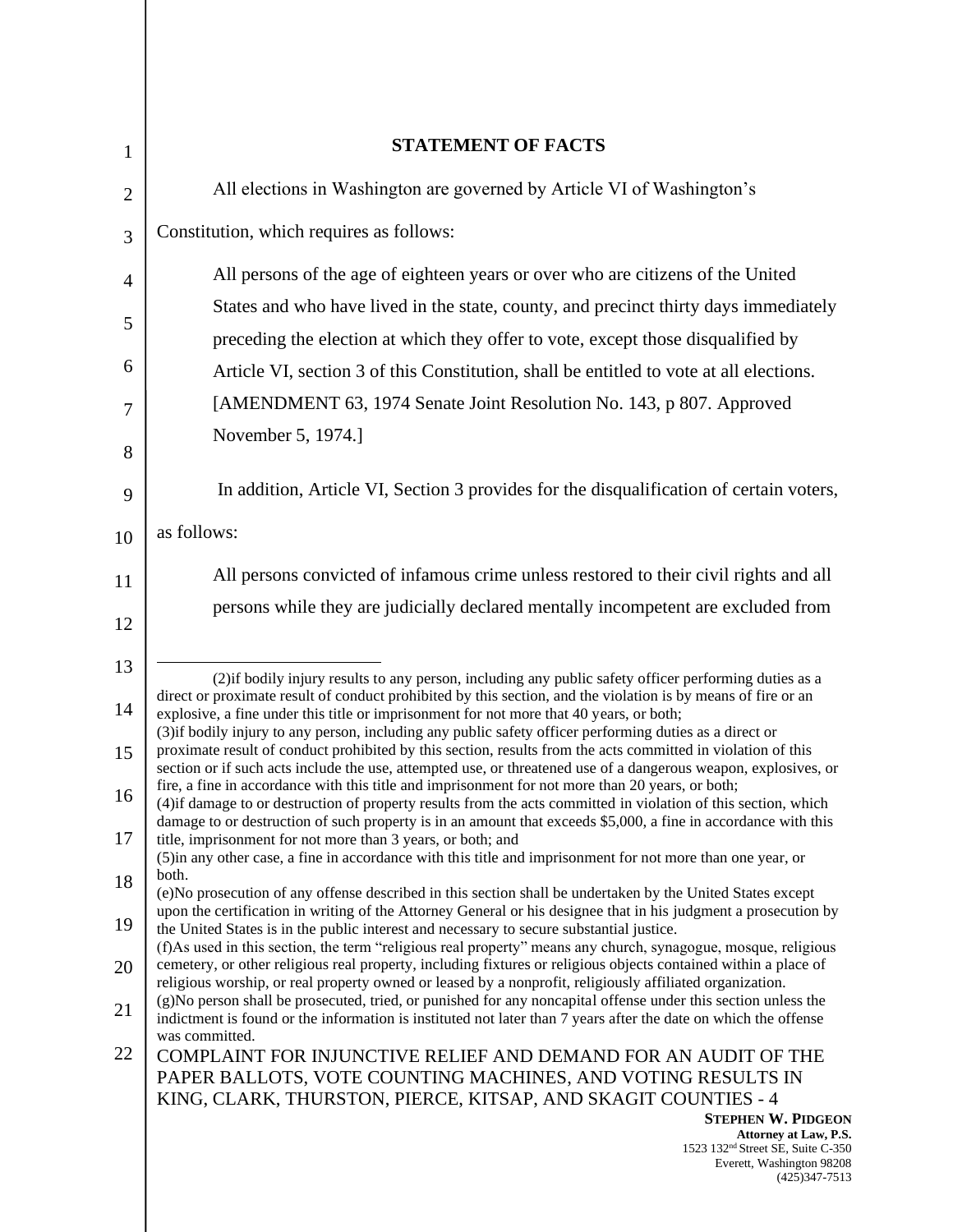## STATEMENT OF FACTS

All elections in Washington are governed by Article VI of Washington's Constitution, which requires as follows:

> All persons of the age of eighteen years or over who are citizens of the United States and who have lived in the state, county, and precinct thirty days immediately preceding the election at which they offer to vote, except those disqualified by Article VI, section 3 of this Constitution, shall be entitled to vote at all elections. [AMENDMENT 63, 1974 Senate Joint Resolution No. 143, p 807. Approved November 5, 1974.]

In addition, Article VI, Section 3 provides for the disqualification of certain voters, as follows:

> All persons convicted of infamous crime unless restored to their civil rights and all persons while they are judicially declared mentally incompetent are excluded from

---

(2)if bodily injury results to any person, including any public safety officer performing duties as a direct or proximate result of conduct prohibited by this section, and the violation is by means of fire or an explosive, a fine under this title or imprisonment for not more that 40 years, or both;
(3)if bodily injury to any person, including any public safety officer performing duties as a direct or proximate result of conduct prohibited by this section, results from the acts committed in violation of this section or if such acts include the use, attempted use, or threatened use of a dangerous weapon, explosives, or fire, a fine in accordance with this title and imprisonment for not more than 20 years, or both;
(4)if damage to or destruction of property results from the acts committed in violation of this section, which damage to or destruction of such property is in an amount that exceeds $5,000, a fine in accordance with this title, imprisonment for not more than 3 years, or both; and
(5)in any other case, a fine in accordance with this title and imprisonment for not more than one year, or both.
(e)No prosecution of any offense described in this section shall be undertaken by the United States except upon the certification in writing of the Attorney General or his designee that in his judgment a prosecution by the United States is in the public interest and necessary to secure substantial justice.
(f)As used in this section, the term "religious real property" means any church, synagogue, mosque, religious cemetery, or other religious real property, including fixtures or religious objects contained within a place of religious worship, or real property owned or leased by a nonprofit, religiously affiliated organization.
(g)No person shall be prosecuted, tried, or punished for any noncapital offense under this section unless the indictment is found or the information is instituted not later than 7 years after the date on which the offense was committed.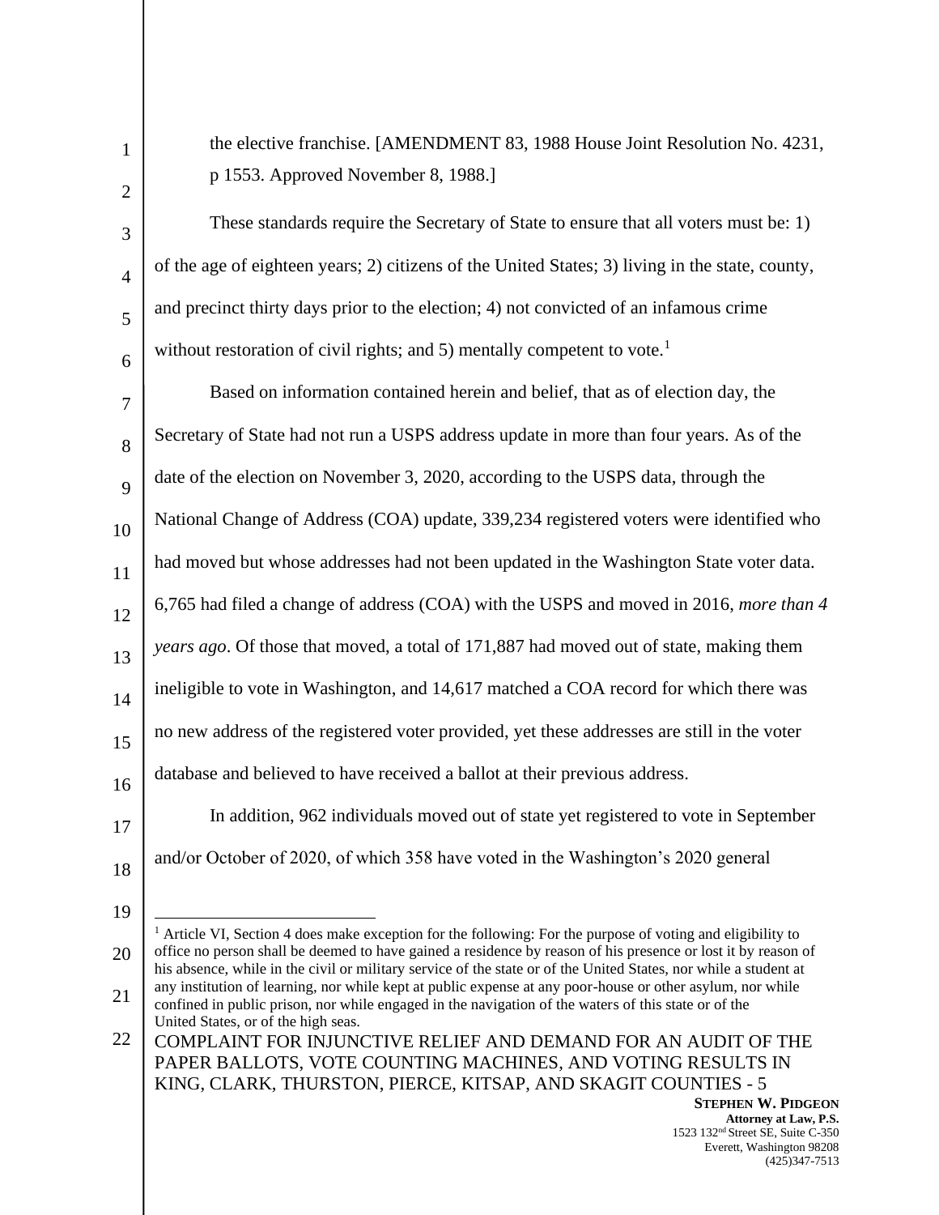the elective franchise. [AMENDMENT 83, 1988 House Joint Resolution No. 4231, p 1553. Approved November 8, 1988.]

These standards require the Secretary of State to ensure that all voters must be: 1) of the age of eighteen years; 2) citizens of the United States; 3) living in the state, county, and precinct thirty days prior to the election; 4) not convicted of an infamous crime without restoration of civil rights; and 5) mentally competent to vote.[1]

Based on information contained herein and belief, that as of election day, the Secretary of State had not run a USPS address update in more than four years. As of the date of the election on November 3, 2020, according to the USPS data, through the National Change of Address (COA) update, 339,234 registered voters were identified who had moved but whose addresses had not been updated in the Washington State voter data. 6,765 had filed a change of address (COA) with the USPS and moved in 2016, *more than 4 years ago*. Of those that moved, a total of 171,887 had moved out of state, making them ineligible to vote in Washington, and 14,617 matched a COA record for which there was no new address of the registered voter provided, yet these addresses are still in the voter database and believed to have received a ballot at their previous address.

In addition, 962 individuals moved out of state yet registered to vote in September and/or October of 2020, of which 358 have voted in the Washington's 2020 general

---

[1] Article VI, Section 4 does make exception for the following: For the purpose of voting and eligibility to office no person shall be deemed to have gained a residence by reason of his presence or lost it by reason of his absence, while in the civil or military service of the state or of the United States, nor while a student at any institution of learning, nor while kept at public expense at any poor-house or other asylum, nor while confined in public prison, nor while engaged in the navigation of the waters of this state or of the United States, or of the high seas.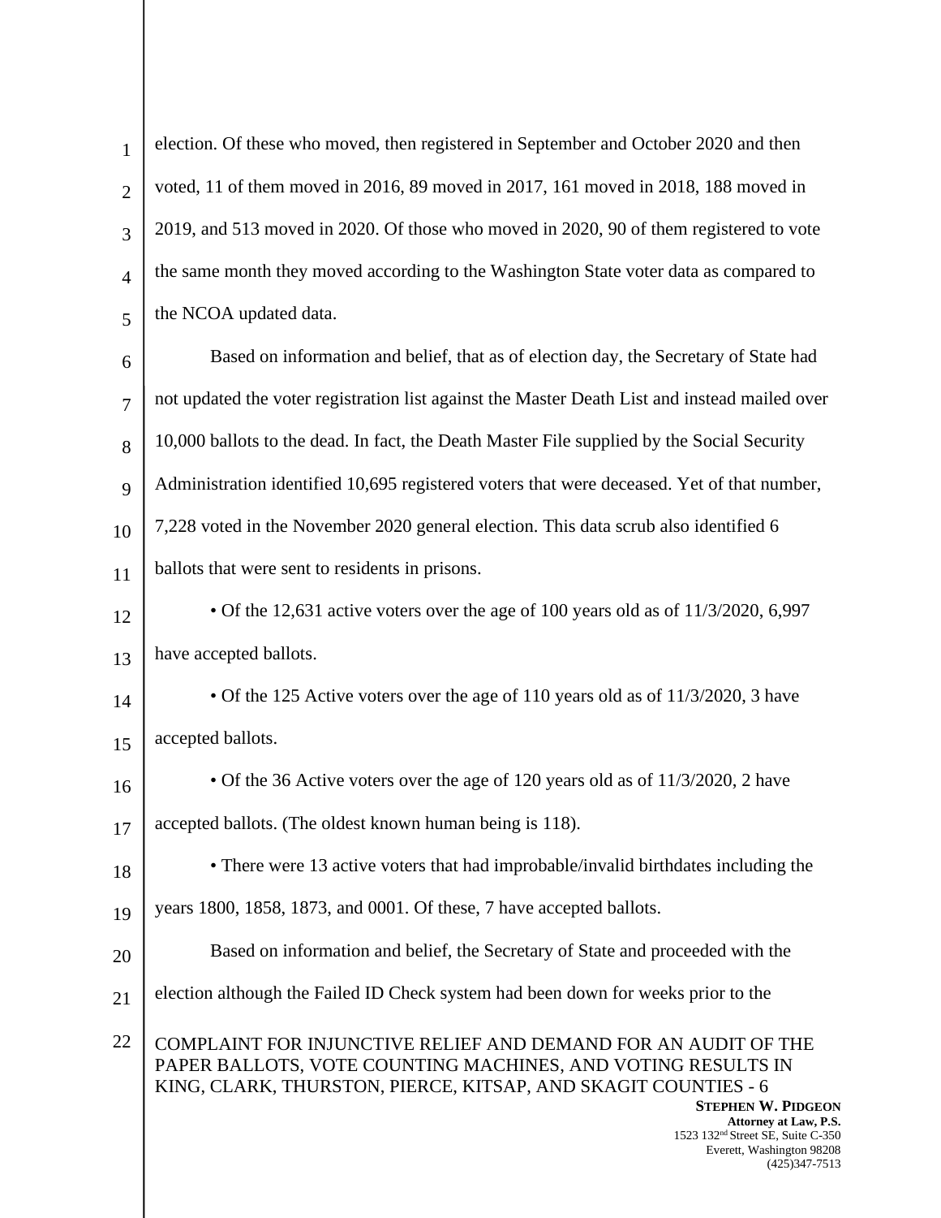election. Of these who moved, then registered in September and October 2020 and then voted, 11 of them moved in 2016, 89 moved in 2017, 161 moved in 2018, 188 moved in 2019, and 513 moved in 2020. Of those who moved in 2020, 90 of them registered to vote the same month they moved according to the Washington State voter data as compared to the NCOA updated data.

Based on information and belief, that as of election day, the Secretary of State had not updated the voter registration list against the Master Death List and instead mailed over 10,000 ballots to the dead. In fact, the Death Master File supplied by the Social Security Administration identified 10,695 registered voters that were deceased. Yet of that number, 7,228 voted in the November 2020 general election. This data scrub also identified 6 ballots that were sent to residents in prisons.

- Of the 12,631 active voters over the age of 100 years old as of 11/3/2020, 6,997 have accepted ballots.
- Of the 125 Active voters over the age of 110 years old as of 11/3/2020, 3 have accepted ballots.
- Of the 36 Active voters over the age of 120 years old as of 11/3/2020, 2 have accepted ballots. (The oldest known human being is 118).
- There were 13 active voters that had improbable/invalid birthdates including the years 1800, 1858, 1873, and 0001. Of these, 7 have accepted ballots.

Based on information and belief, the Secretary of State and proceeded with the election although the Failed ID Check system had been down for weeks prior to the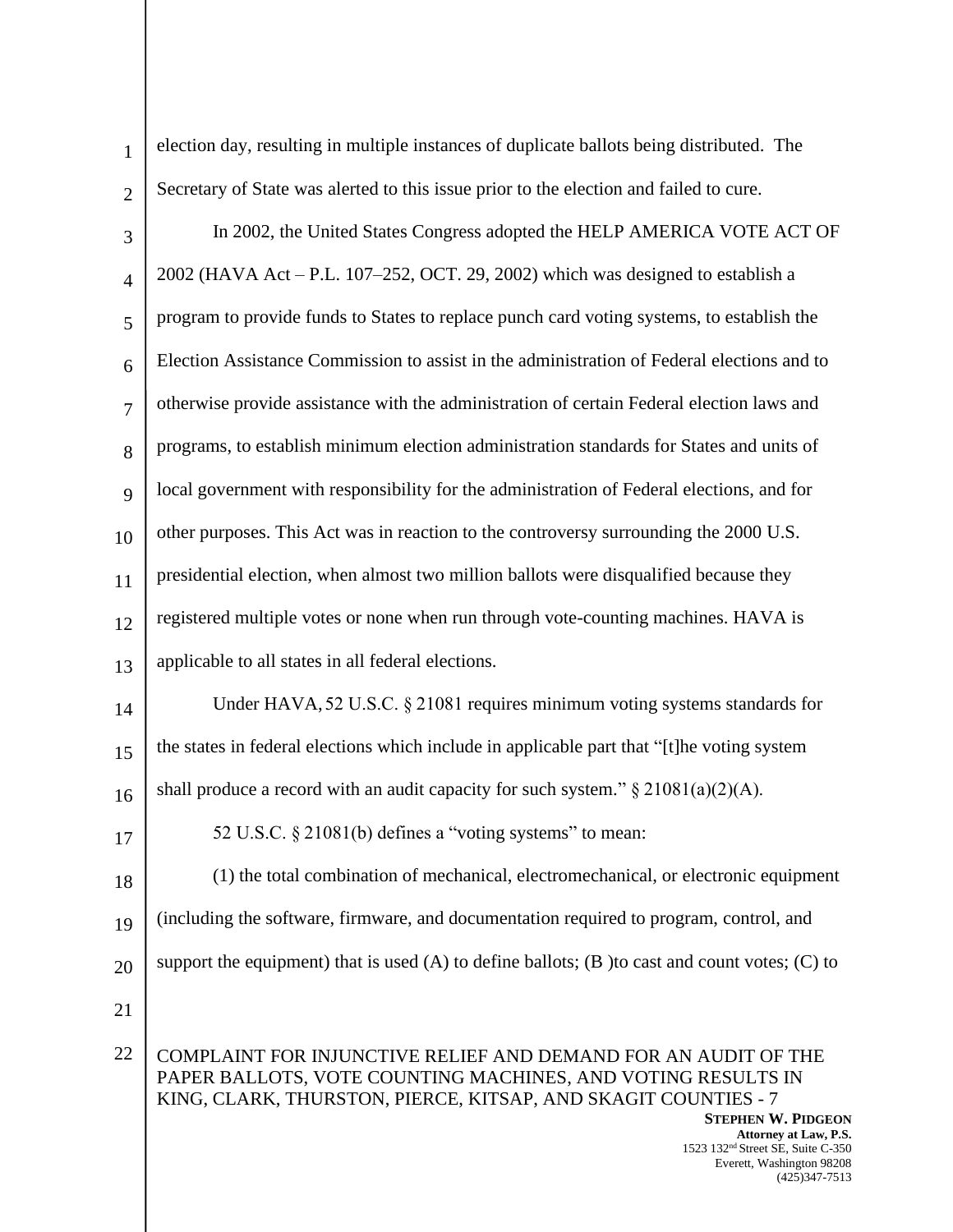election day, resulting in multiple instances of duplicate ballots being distributed. The Secretary of State was alerted to this issue prior to the election and failed to cure.

In 2002, the United States Congress adopted the HELP AMERICA VOTE ACT OF 2002 (HAVA Act – P.L. 107–252, OCT. 29, 2002) which was designed to establish a program to provide funds to States to replace punch card voting systems, to establish the Election Assistance Commission to assist in the administration of Federal elections and to otherwise provide assistance with the administration of certain Federal election laws and programs, to establish minimum election administration standards for States and units of local government with responsibility for the administration of Federal elections, and for other purposes. This Act was in reaction to the controversy surrounding the 2000 U.S. presidential election, when almost two million ballots were disqualified because they registered multiple votes or none when run through vote-counting machines. HAVA is applicable to all states in all federal elections.

Under HAVA, 52 U.S.C. § 21081 requires minimum voting systems standards for the states in federal elections which include in applicable part that "[t]he voting system shall produce a record with an audit capacity for such system." § 21081(a)(2)(A).

52 U.S.C. § 21081(b) defines a "voting systems" to mean:

(1) the total combination of mechanical, electromechanical, or electronic equipment (including the software, firmware, and documentation required to program, control, and support the equipment) that is used (A) to define ballots; (B )to cast and count votes; (C) to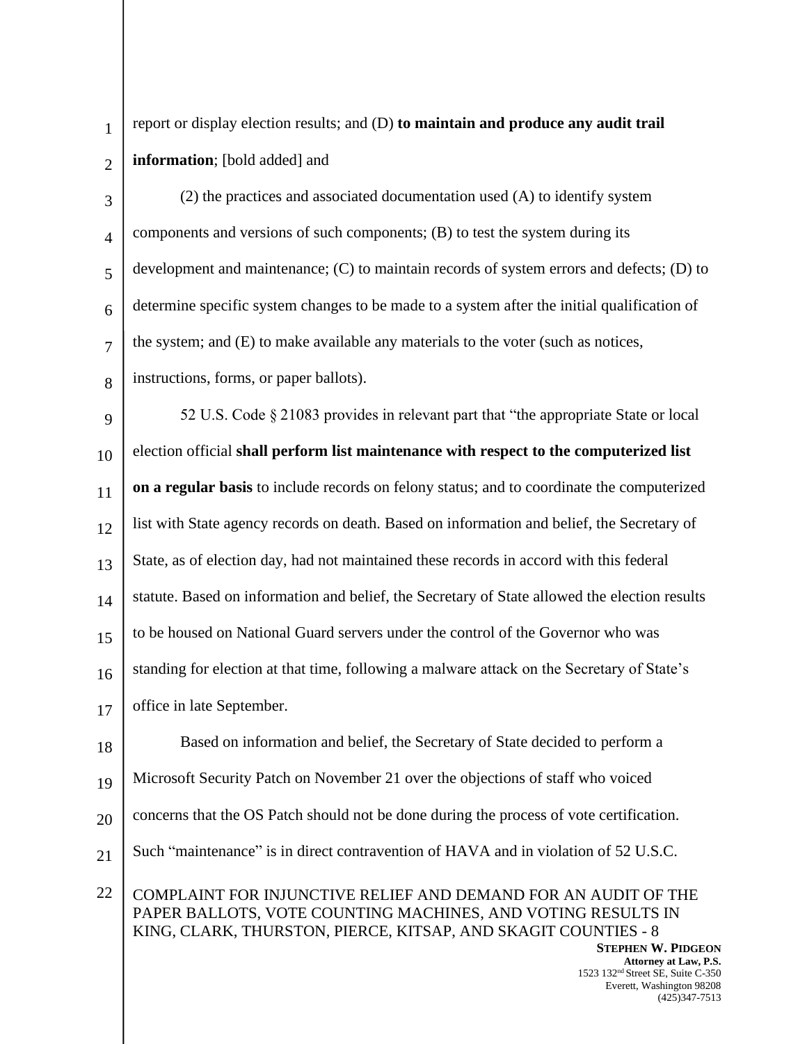report or display election results; and (D) **to maintain and produce any audit trail information**; [bold added] and

(2) the practices and associated documentation used (A) to identify system components and versions of such components; (B) to test the system during its development and maintenance; (C) to maintain records of system errors and defects; (D) to determine specific system changes to be made to a system after the initial qualification of the system; and (E) to make available any materials to the voter (such as notices, instructions, forms, or paper ballots).

52 U.S. Code § 21083 provides in relevant part that "the appropriate State or local election official **shall perform list maintenance with respect to the computerized list on a regular basis** to include records on felony status; and to coordinate the computerized list with State agency records on death. Based on information and belief, the Secretary of State, as of election day, had not maintained these records in accord with this federal statute. Based on information and belief, the Secretary of State allowed the election results to be housed on National Guard servers under the control of the Governor who was standing for election at that time, following a malware attack on the Secretary of State's office in late September.

Based on information and belief, the Secretary of State decided to perform a Microsoft Security Patch on November 21 over the objections of staff who voiced concerns that the OS Patch should not be done during the process of vote certification. Such "maintenance" is in direct contravention of HAVA and in violation of 52 U.S.C.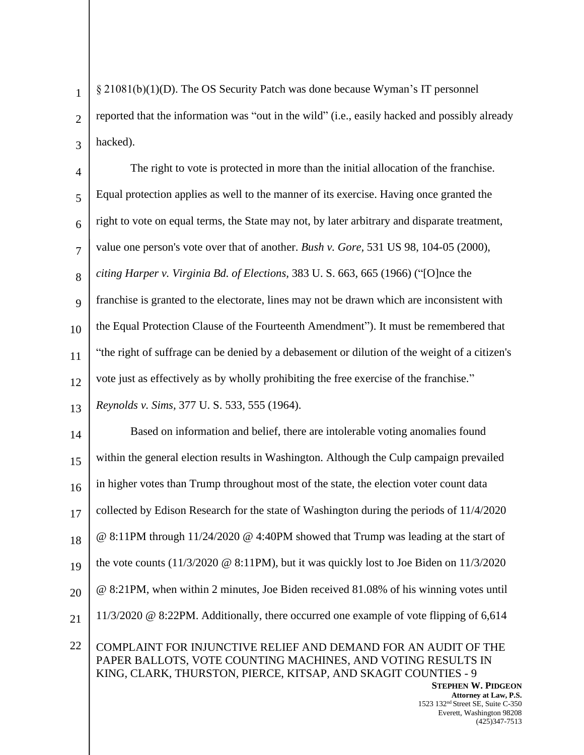§ 21081(b)(1)(D). The OS Security Patch was done because Wyman's IT personnel reported that the information was "out in the wild" (i.e., easily hacked and possibly already hacked).

The right to vote is protected in more than the initial allocation of the franchise. Equal protection applies as well to the manner of its exercise. Having once granted the right to vote on equal terms, the State may not, by later arbitrary and disparate treatment, value one person's vote over that of another. *Bush v. Gore,* 531 US 98, 104-05 (2000), *citing Harper v. Virginia Bd. of Elections*, 383 U. S. 663, 665 (1966) ("[O]nce the franchise is granted to the electorate, lines may not be drawn which are inconsistent with the Equal Protection Clause of the Fourteenth Amendment"). It must be remembered that "the right of suffrage can be denied by a debasement or dilution of the weight of a citizen's vote just as effectively as by wholly prohibiting the free exercise of the franchise." *Reynolds v. Sims*, 377 U. S. 533, 555 (1964).

Based on information and belief, there are intolerable voting anomalies found within the general election results in Washington. Although the Culp campaign prevailed in higher votes than Trump throughout most of the state, the election voter count data collected by Edison Research for the state of Washington during the periods of 11/4/2020 @ 8:11PM through 11/24/2020 @ 4:40PM showed that Trump was leading at the start of the vote counts (11/3/2020 @ 8:11PM), but it was quickly lost to Joe Biden on 11/3/2020 @ 8:21PM, when within 2 minutes, Joe Biden received 81.08% of his winning votes until 11/3/2020 @ 8:22PM. Additionally, there occurred one example of vote flipping of 6,614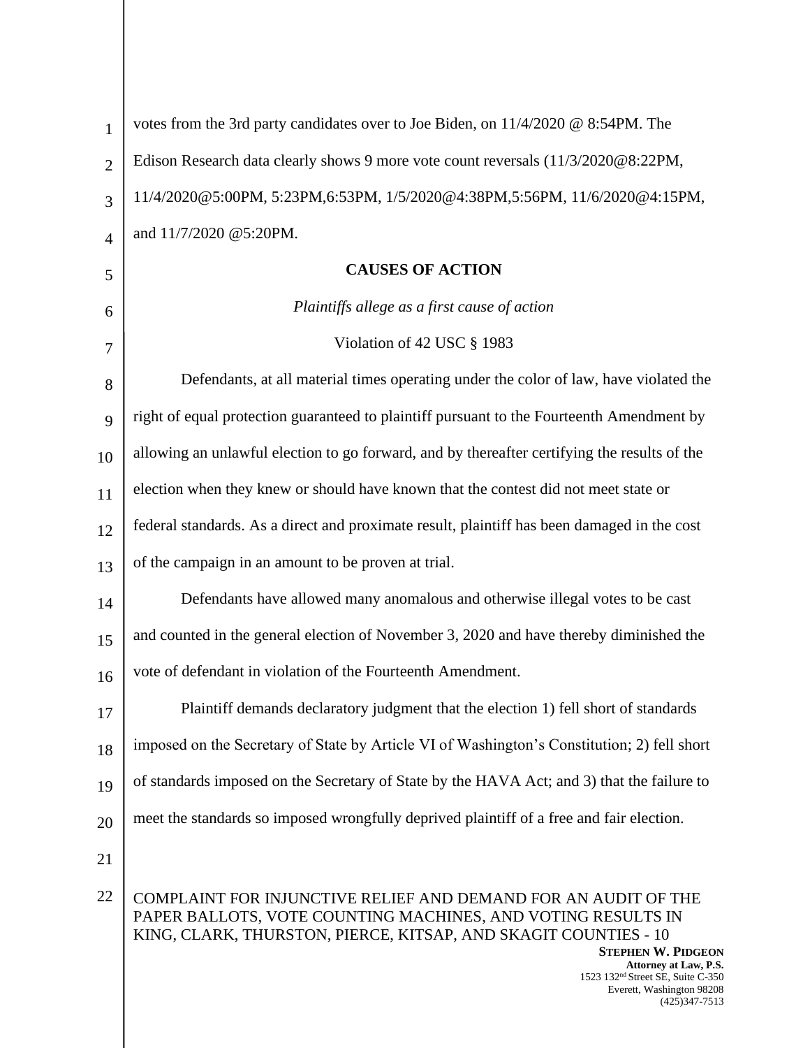votes from the 3rd party candidates over to Joe Biden, on 11/4/2020 @ 8:54PM. The Edison Research data clearly shows 9 more vote count reversals (11/3/2020@8:22PM, 11/4/2020@5:00PM, 5:23PM,6:53PM, 1/5/2020@4:38PM,5:56PM, 11/6/2020@4:15PM, and 11/7/2020 @5:20PM.

**CAUSES OF ACTION**

*Plaintiffs allege as a first cause of action*

Violation of 42 USC § 1983

Defendants, at all material times operating under the color of law, have violated the right of equal protection guaranteed to plaintiff pursuant to the Fourteenth Amendment by allowing an unlawful election to go forward, and by thereafter certifying the results of the election when they knew or should have known that the contest did not meet state or federal standards. As a direct and proximate result, plaintiff has been damaged in the cost of the campaign in an amount to be proven at trial.

Defendants have allowed many anomalous and otherwise illegal votes to be cast and counted in the general election of November 3, 2020 and have thereby diminished the vote of defendant in violation of the Fourteenth Amendment.

Plaintiff demands declaratory judgment that the election 1) fell short of standards imposed on the Secretary of State by Article VI of Washington's Constitution; 2) fell short of standards imposed on the Secretary of State by the HAVA Act; and 3) that the failure to meet the standards so imposed wrongfully deprived plaintiff of a free and fair election.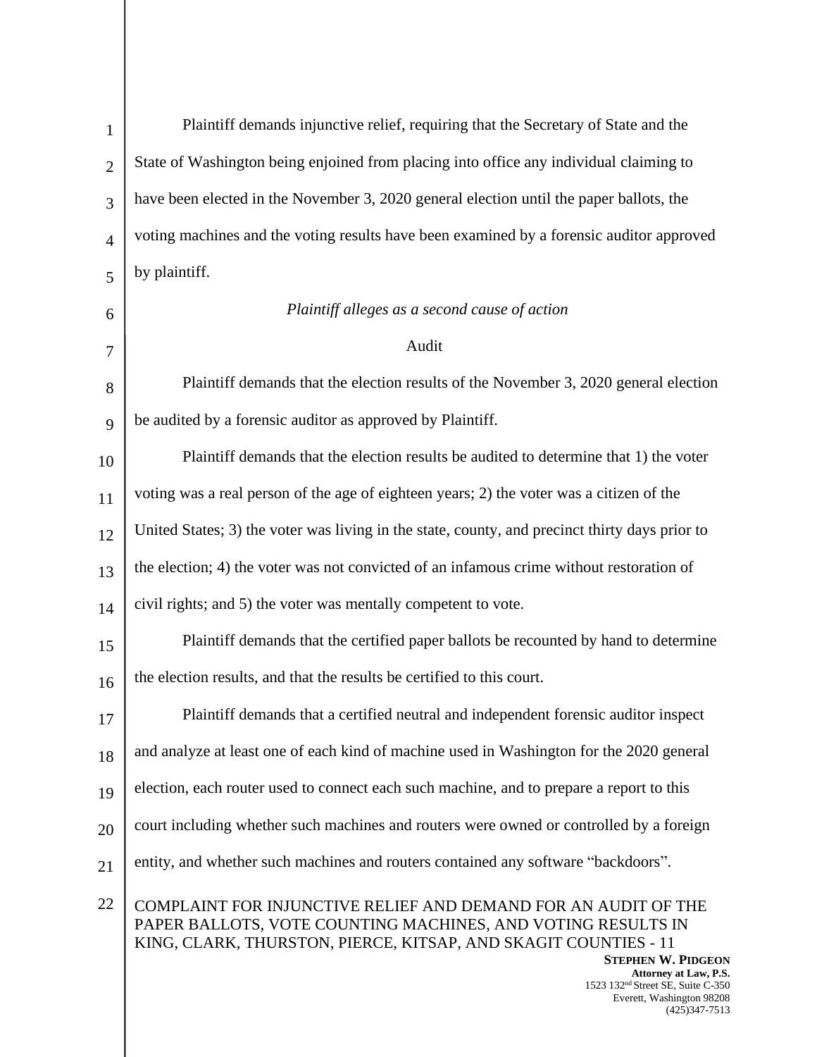Plaintiff demands injunctive relief, requiring that the Secretary of State and the State of Washington being enjoined from placing into office any individual claiming to have been elected in the November 3, 2020 general election until the paper ballots, the voting machines and the voting results have been examined by a forensic auditor approved by plaintiff.

*Plaintiff alleges as a second cause of action*

Audit

Plaintiff demands that the election results of the November 3, 2020 general election be audited by a forensic auditor as approved by Plaintiff.

Plaintiff demands that the election results be audited to determine that 1) the voter voting was a real person of the age of eighteen years; 2) the voter was a citizen of the United States; 3) the voter was living in the state, county, and precinct thirty days prior to the election; 4) the voter was not convicted of an infamous crime without restoration of civil rights; and 5) the voter was mentally competent to vote.

Plaintiff demands that the certified paper ballots be recounted by hand to determine the election results, and that the results be certified to this court.

Plaintiff demands that a certified neutral and independent forensic auditor inspect and analyze at least one of each kind of machine used in Washington for the 2020 general election, each router used to connect each such machine, and to prepare a report to this court including whether such machines and routers were owned or controlled by a foreign entity, and whether such machines and routers contained any software "backdoors".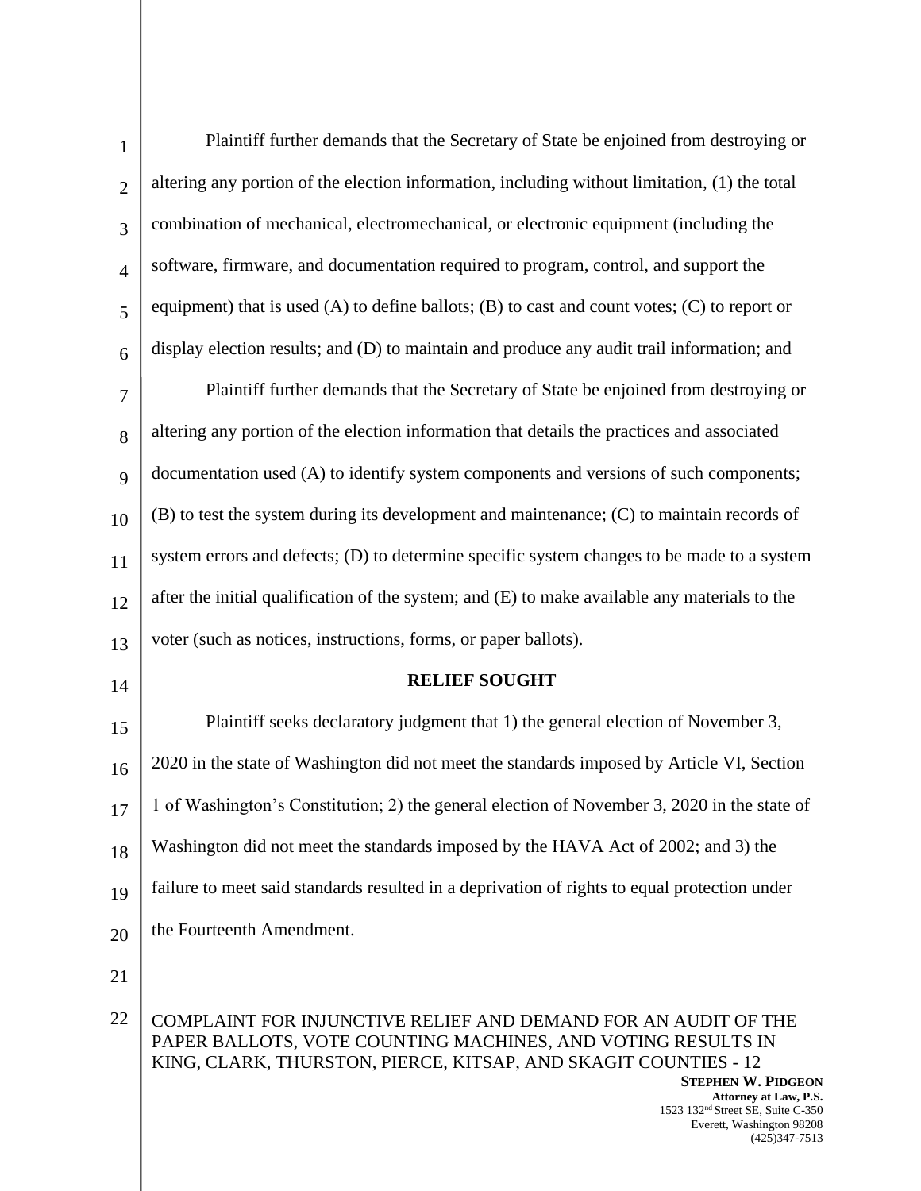Plaintiff further demands that the Secretary of State be enjoined from destroying or altering any portion of the election information, including without limitation, (1) the total combination of mechanical, electromechanical, or electronic equipment (including the software, firmware, and documentation required to program, control, and support the equipment) that is used (A) to define ballots; (B) to cast and count votes; (C) to report or display election results; and (D) to maintain and produce any audit trail information; and

Plaintiff further demands that the Secretary of State be enjoined from destroying or altering any portion of the election information that details the practices and associated documentation used (A) to identify system components and versions of such components; (B) to test the system during its development and maintenance; (C) to maintain records of system errors and defects; (D) to determine specific system changes to be made to a system after the initial qualification of the system; and (E) to make available any materials to the voter (such as notices, instructions, forms, or paper ballots).

**RELIEF SOUGHT**

Plaintiff seeks declaratory judgment that 1) the general election of November 3, 2020 in the state of Washington did not meet the standards imposed by Article VI, Section 1 of Washington's Constitution; 2) the general election of November 3, 2020 in the state of Washington did not meet the standards imposed by the HAVA Act of 2002; and 3) the failure to meet said standards resulted in a deprivation of rights to equal protection under the Fourteenth Amendment.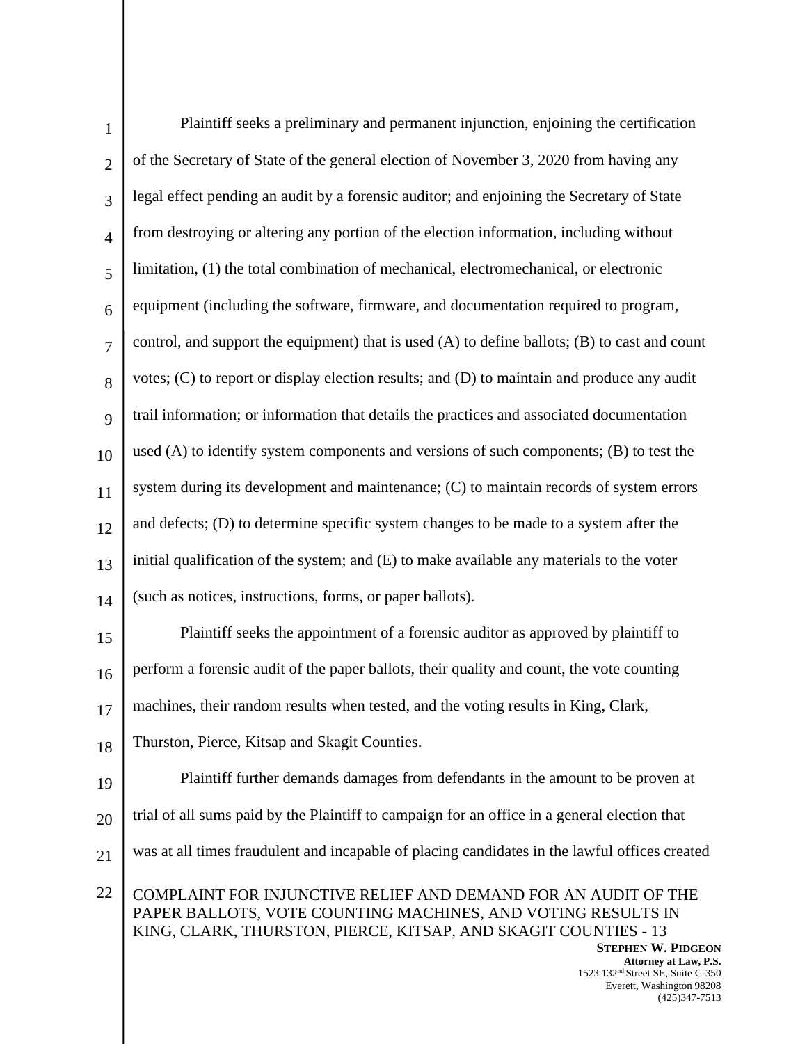Plaintiff seeks a preliminary and permanent injunction, enjoining the certification of the Secretary of State of the general election of November 3, 2020 from having any legal effect pending an audit by a forensic auditor; and enjoining the Secretary of State from destroying or altering any portion of the election information, including without limitation, (1) the total combination of mechanical, electromechanical, or electronic equipment (including the software, firmware, and documentation required to program, control, and support the equipment) that is used (A) to define ballots; (B) to cast and count votes; (C) to report or display election results; and (D) to maintain and produce any audit trail information; or information that details the practices and associated documentation used (A) to identify system components and versions of such components; (B) to test the system during its development and maintenance; (C) to maintain records of system errors and defects; (D) to determine specific system changes to be made to a system after the initial qualification of the system; and (E) to make available any materials to the voter (such as notices, instructions, forms, or paper ballots).

Plaintiff seeks the appointment of a forensic auditor as approved by plaintiff to perform a forensic audit of the paper ballots, their quality and count, the vote counting machines, their random results when tested, and the voting results in King, Clark, Thurston, Pierce, Kitsap and Skagit Counties.

Plaintiff further demands damages from defendants in the amount to be proven at trial of all sums paid by the Plaintiff to campaign for an office in a general election that was at all times fraudulent and incapable of placing candidates in the lawful offices created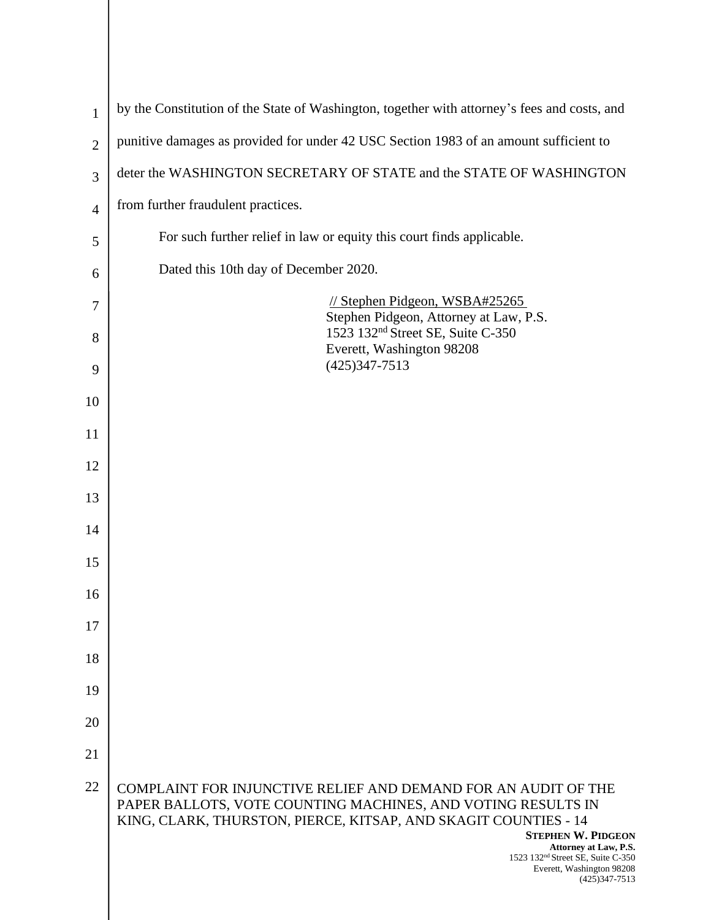by the Constitution of the State of Washington, together with attorney's fees and costs, and punitive damages as provided for under 42 USC Section 1983 of an amount sufficient to deter the WASHINGTON SECRETARY OF STATE and the STATE OF WASHINGTON from further fraudulent practices.

For such further relief in law or equity this court finds applicable.

Dated this 10th day of December 2020.

// Stephen Pidgeon, WSBA#25265
Stephen Pidgeon, Attorney at Law, P.S.
1523 132nd Street SE, Suite C-350
Everett, Washington 98208
(425)347-7513